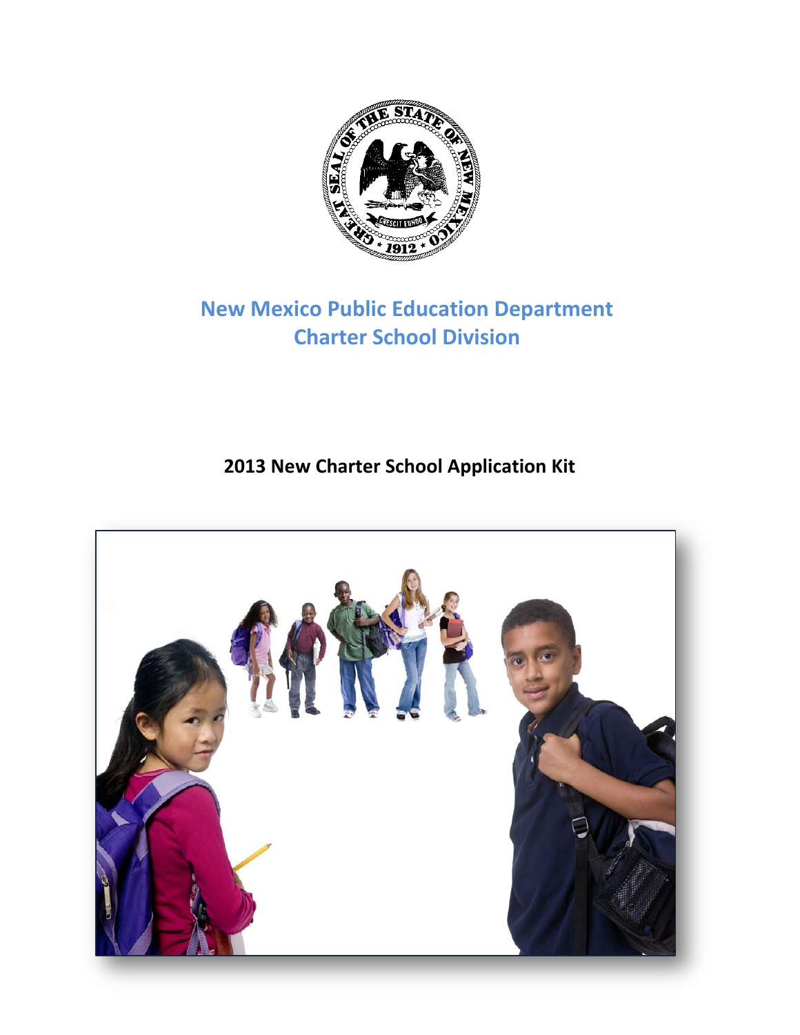# New Mexico Public Education Department
# Charter School Division

**2013 New Charter School Application Kit**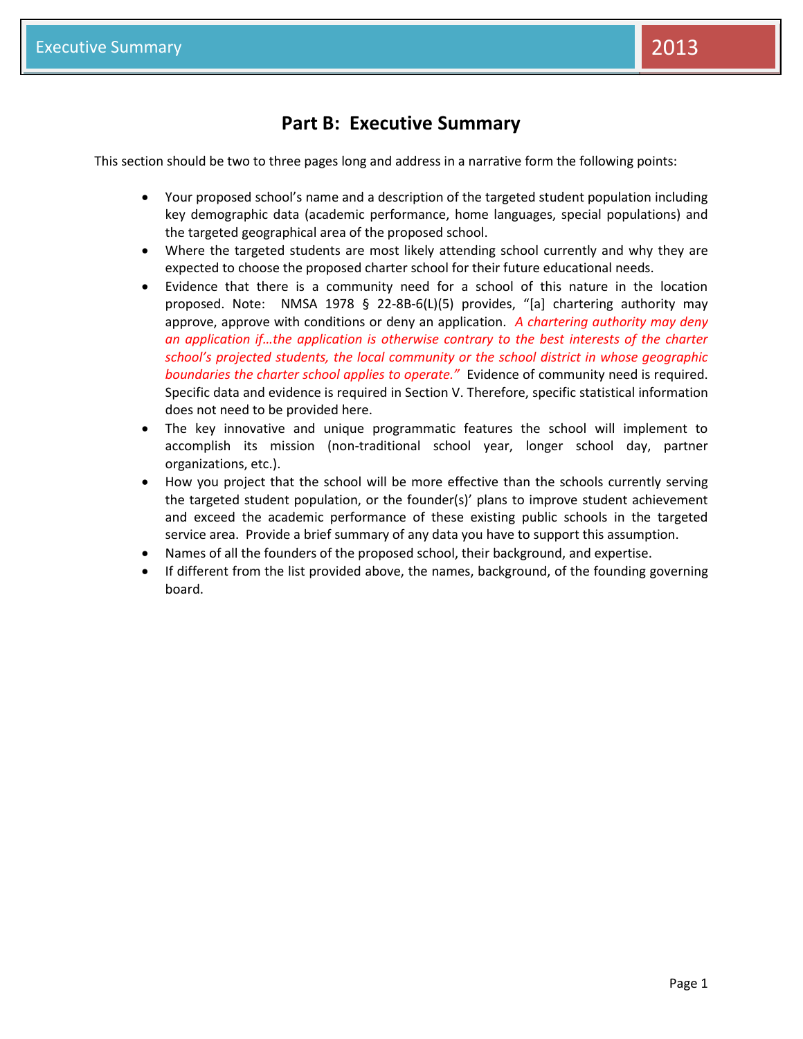# Part B: Executive Summary

This section should be two to three pages long and address in a narrative form the following points:

- Your proposed school's name and a description of the targeted student population including key demographic data (academic performance, home languages, special populations) and the targeted geographical area of the proposed school.
- Where the targeted students are most likely attending school currently and why they are expected to choose the proposed charter school for their future educational needs.
- Evidence that there is a community need for a school of this nature in the location proposed. Note: NMSA 1978 § 22-8B-6(L)(5) provides, "[a] chartering authority may approve, approve with conditions or deny an application. *A chartering authority may deny an application if…the application is otherwise contrary to the best interests of the charter school's projected students, the local community or the school district in whose geographic boundaries the charter school applies to operate."* Evidence of community need is required. Specific data and evidence is required in Section V. Therefore, specific statistical information does not need to be provided here.
- The key innovative and unique programmatic features the school will implement to accomplish its mission (non-traditional school year, longer school day, partner organizations, etc.).
- How you project that the school will be more effective than the schools currently serving the targeted student population, or the founder(s)' plans to improve student achievement and exceed the academic performance of these existing public schools in the targeted service area. Provide a brief summary of any data you have to support this assumption.
- Names of all the founders of the proposed school, their background, and expertise.
- If different from the list provided above, the names, background, of the founding governing board.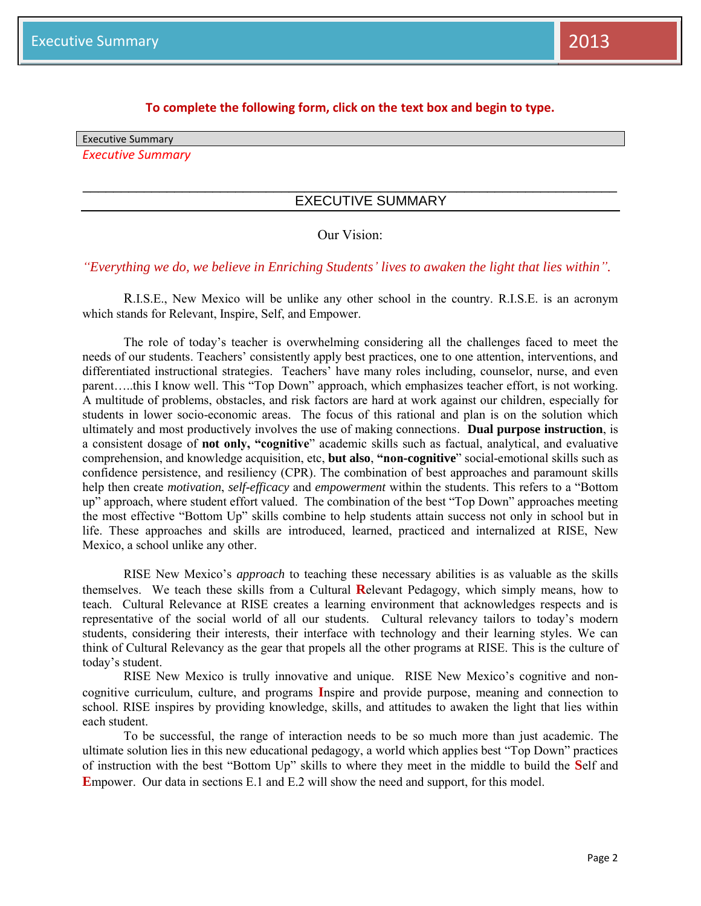**To complete the following form, click on the text box and begin to type.**

Executive Summary

*Executive Summary*

---

## EXECUTIVE SUMMARY

Our Vision:

*"Everything we do, we believe in Enriching Students' lives to awaken the light that lies within".*

R.I.S.E., New Mexico will be unlike any other school in the country. R.I.S.E. is an acronym which stands for Relevant, Inspire, Self, and Empower.

The role of today's teacher is overwhelming considering all the challenges faced to meet the needs of our students. Teachers' consistently apply best practices, one to one attention, interventions, and differentiated instructional strategies. Teachers' have many roles including, counselor, nurse, and even parent…..this I know well. This "Top Down" approach, which emphasizes teacher effort, is not working. A multitude of problems, obstacles, and risk factors are hard at work against our children, especially for students in lower socio-economic areas. The focus of this rational and plan is on the solution which ultimately and most productively involves the use of making connections. **Dual purpose instruction**, is a consistent dosage of **not only, "cognitive**" academic skills such as factual, analytical, and evaluative comprehension, and knowledge acquisition, etc, **but also**, **"non-cognitive**" social-emotional skills such as confidence persistence, and resiliency (CPR). The combination of best approaches and paramount skills help then create *motivation*, *self-efficacy* and *empowerment* within the students. This refers to a "Bottom up" approach, where student effort valued. The combination of the best "Top Down" approaches meeting the most effective "Bottom Up" skills combine to help students attain success not only in school but in life. These approaches and skills are introduced, learned, practiced and internalized at RISE, New Mexico, a school unlike any other.

RISE New Mexico's *approach* to teaching these necessary abilities is as valuable as the skills themselves. We teach these skills from a Cultural **R**elevant Pedagogy, which simply means, how to teach. Cultural Relevance at RISE creates a learning environment that acknowledges respects and is representative of the social world of all our students. Cultural relevancy tailors to today's modern students, considering their interests, their interface with technology and their learning styles. We can think of Cultural Relevancy as the gear that propels all the other programs at RISE. This is the culture of today's student.

RISE New Mexico is trully innovative and unique. RISE New Mexico's cognitive and non-cognitive curriculum, culture, and programs **I**nspire and provide purpose, meaning and connection to school. RISE inspires by providing knowledge, skills, and attitudes to awaken the light that lies within each student.

To be successful, the range of interaction needs to be so much more than just academic. The ultimate solution lies in this new educational pedagogy, a world which applies best "Top Down" practices of instruction with the best "Bottom Up" skills to where they meet in the middle to build the **S**elf and **E**mpower. Our data in sections E.1 and E.2 will show the need and support, for this model.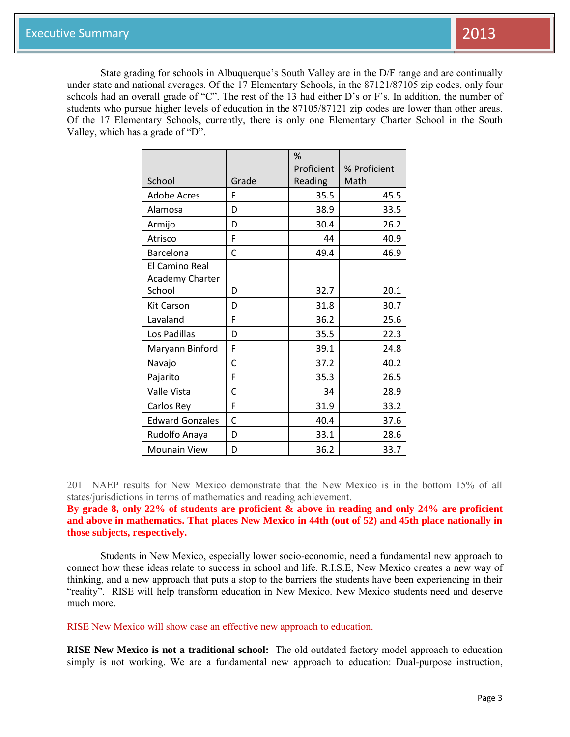State grading for schools in Albuquerque's South Valley are in the D/F range and are continually under state and national averages. Of the 17 Elementary Schools, in the 87121/87105 zip codes, only four schools had an overall grade of "C". The rest of the 13 had either D's or F's. In addition, the number of students who pursue higher levels of education in the 87105/87121 zip codes are lower than other areas. Of the 17 Elementary Schools, currently, there is only one Elementary Charter School in the South Valley, which has a grade of "D".

| School | Grade | % Proficient Reading | % Proficient Math |
|---|---|---|---|
| Adobe Acres | F | 35.5 | 45.5 |
| Alamosa | D | 38.9 | 33.5 |
| Armijo | D | 30.4 | 26.2 |
| Atrisco | F | 44 | 40.9 |
| Barcelona | C | 49.4 | 46.9 |
| El Camino Real Academy Charter School | D | 32.7 | 20.1 |
| Kit Carson | D | 31.8 | 30.7 |
| Lavaland | F | 36.2 | 25.6 |
| Los Padillas | D | 35.5 | 22.3 |
| Maryann Binford | F | 39.1 | 24.8 |
| Navajo | C | 37.2 | 40.2 |
| Pajarito | F | 35.3 | 26.5 |
| Valle Vista | C | 34 | 28.9 |
| Carlos Rey | F | 31.9 | 33.2 |
| Edward Gonzales | C | 40.4 | 37.6 |
| Rudolfo Anaya | D | 33.1 | 28.6 |
| Mounain View | D | 36.2 | 33.7 |

2011 NAEP results for New Mexico demonstrate that the New Mexico is in the bottom 15% of all states/jurisdictions in terms of mathematics and reading achievement.

**By grade 8, only 22% of students are proficient & above in reading and only 24% are proficient and above in mathematics. That places New Mexico in 44th (out of 52) and 45th place nationally in those subjects, respectively.**

Students in New Mexico, especially lower socio-economic, need a fundamental new approach to connect how these ideas relate to success in school and life. R.I.S.E, New Mexico creates a new way of thinking, and a new approach that puts a stop to the barriers the students have been experiencing in their "reality". RISE will help transform education in New Mexico. New Mexico students need and deserve much more.

RISE New Mexico will show case an effective new approach to education.

**RISE New Mexico is not a traditional school:** The old outdated factory model approach to education simply is not working. We are a fundamental new approach to education: Dual-purpose instruction,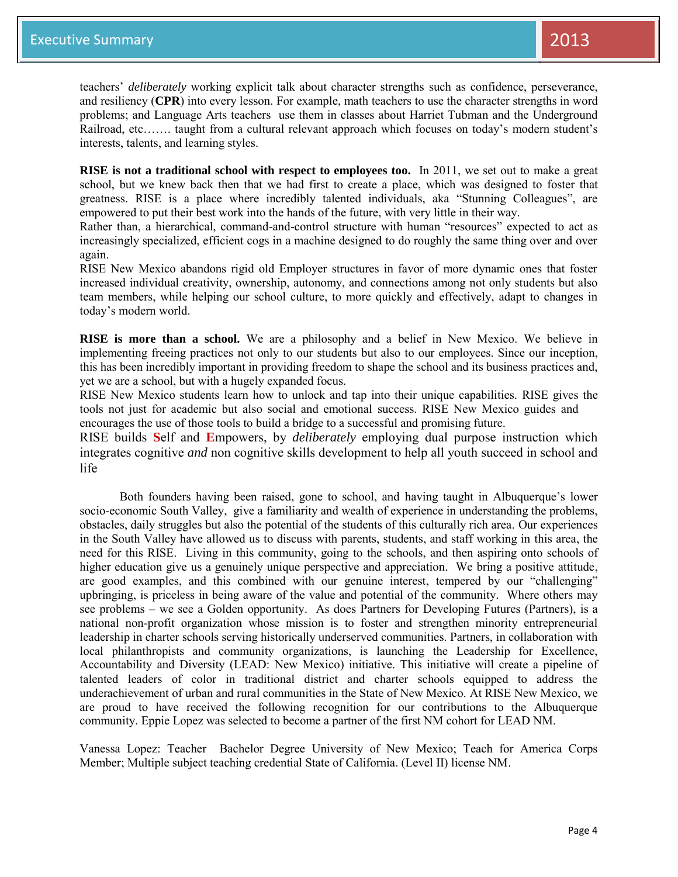teachers' *deliberately* working explicit talk about character strengths such as confidence, perseverance, and resiliency (**CPR**) into every lesson. For example, math teachers to use the character strengths in word problems; and Language Arts teachers use them in classes about Harriet Tubman and the Underground Railroad, etc……. taught from a cultural relevant approach which focuses on today's modern student's interests, talents, and learning styles.

**RISE is not a traditional school with respect to employees too.** In 2011, we set out to make a great school, but we knew back then that we had first to create a place, which was designed to foster that greatness. RISE is a place where incredibly talented individuals, aka "Stunning Colleagues", are empowered to put their best work into the hands of the future, with very little in their way.
Rather than, a hierarchical, command-and-control structure with human "resources" expected to act as increasingly specialized, efficient cogs in a machine designed to do roughly the same thing over and over again.
RISE New Mexico abandons rigid old Employer structures in favor of more dynamic ones that foster increased individual creativity, ownership, autonomy, and connections among not only students but also team members, while helping our school culture, to more quickly and effectively, adapt to changes in today's modern world.

**RISE is more than a school.** We are a philosophy and a belief in New Mexico. We believe in implementing freeing practices not only to our students but also to our employees. Since our inception, this has been incredibly important in providing freedom to shape the school and its business practices and, yet we are a school, but with a hugely expanded focus.
RISE New Mexico students learn how to unlock and tap into their unique capabilities. RISE gives the tools not just for academic but also social and emotional success. RISE New Mexico guides and encourages the use of those tools to build a bridge to a successful and promising future.
RISE builds **S**elf and **E**mpowers, by *deliberately* employing dual purpose instruction which integrates cognitive *and* non cognitive skills development to help all youth succeed in school and life

Both founders having been raised, gone to school, and having taught in Albuquerque's lower socio-economic South Valley, give a familiarity and wealth of experience in understanding the problems, obstacles, daily struggles but also the potential of the students of this culturally rich area. Our experiences in the South Valley have allowed us to discuss with parents, students, and staff working in this area, the need for this RISE. Living in this community, going to the schools, and then aspiring onto schools of higher education give us a genuinely unique perspective and appreciation. We bring a positive attitude, are good examples, and this combined with our genuine interest, tempered by our "challenging" upbringing, is priceless in being aware of the value and potential of the community. Where others may see problems – we see a Golden opportunity. As does Partners for Developing Futures (Partners), is a national non-profit organization whose mission is to foster and strengthen minority entrepreneurial leadership in charter schools serving historically underserved communities. Partners, in collaboration with local philanthropists and community organizations, is launching the Leadership for Excellence, Accountability and Diversity (LEAD: New Mexico) initiative. This initiative will create a pipeline of talented leaders of color in traditional district and charter schools equipped to address the underachievement of urban and rural communities in the State of New Mexico. At RISE New Mexico, we are proud to have received the following recognition for our contributions to the Albuquerque community. Eppie Lopez was selected to become a partner of the first NM cohort for LEAD NM.

Vanessa Lopez: Teacher Bachelor Degree University of New Mexico; Teach for America Corps Member; Multiple subject teaching credential State of California. (Level II) license NM.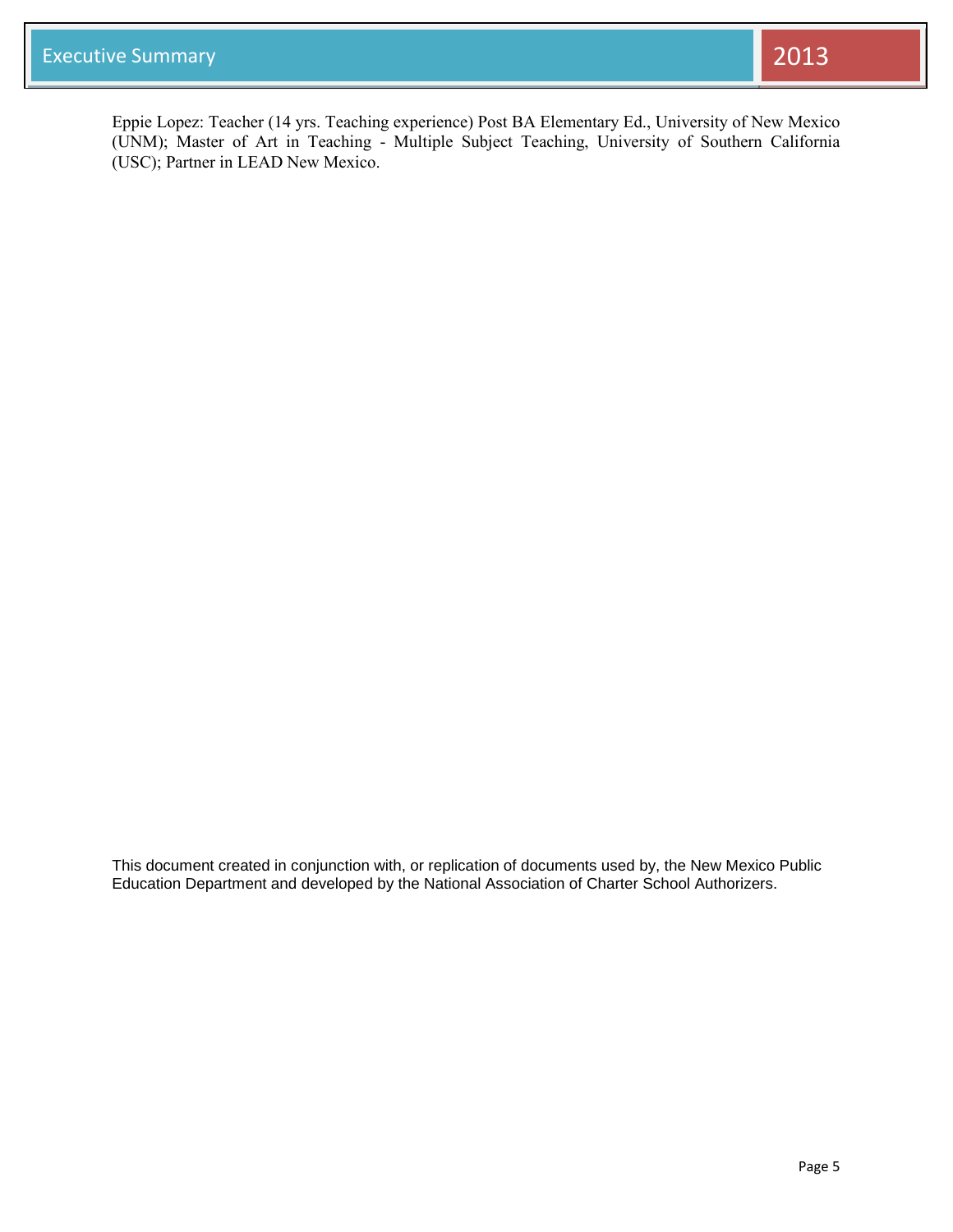Eppie Lopez: Teacher (14 yrs. Teaching experience) Post BA Elementary Ed., University of New Mexico (UNM); Master of Art in Teaching - Multiple Subject Teaching, University of Southern California (USC); Partner in LEAD New Mexico.

This document created in conjunction with, or replication of documents used by, the New Mexico Public Education Department and developed by the National Association of Charter School Authorizers.